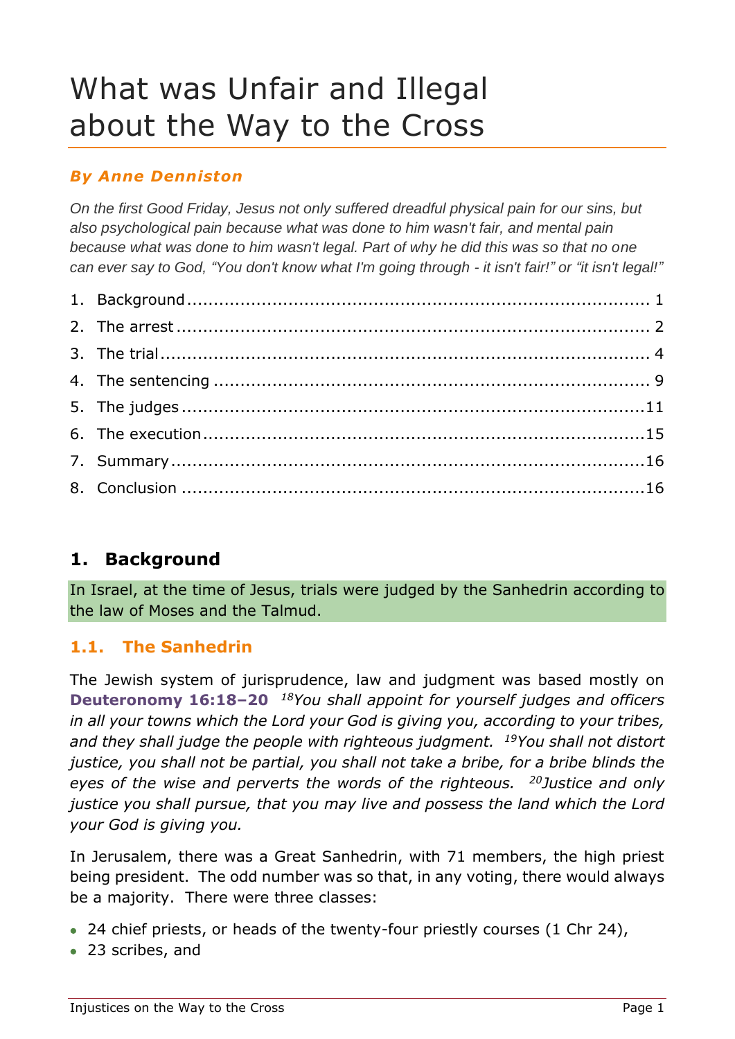# What was Unfair and Illegal about the Way to the Cross

***By Anne Denniston***

*On the first Good Friday, Jesus not only suffered dreadful physical pain for our sins, but also psychological pain because what was done to him wasn't fair, and mental pain because what was done to him wasn't legal. Part of why he did this was so that no one can ever say to God, "You don't know what I'm going through - it isn't fair!" or "it isn't legal!"*

1. Background ........ 1
2. The arrest ........ 2
3. The trial ........ 4
4. The sentencing ........ 9
5. The judges ........ 11
6. The execution ........ 15
7. Summary ........ 16
8. Conclusion ........ 16

## 1. Background

In Israel, at the time of Jesus, trials were judged by the Sanhedrin according to the law of Moses and the Talmud.

### 1.1. The Sanhedrin

The Jewish system of jurisprudence, law and judgment was based mostly on **Deuteronomy 16:18–20** [18]*You shall appoint for yourself judges and officers in all your towns which the Lord your God is giving you, according to your tribes, and they shall judge the people with righteous judgment.* [19]*You shall not distort justice, you shall not be partial, you shall not take a bribe, for a bribe blinds the eyes of the wise and perverts the words of the righteous.* [20]*Justice and only justice you shall pursue, that you may live and possess the land which the Lord your God is giving you.*

In Jerusalem, there was a Great Sanhedrin, with 71 members, the high priest being president. The odd number was so that, in any voting, there would always be a majority. There were three classes:

- 24 chief priests, or heads of the twenty-four priestly courses (1 Chr 24),
- 23 scribes, and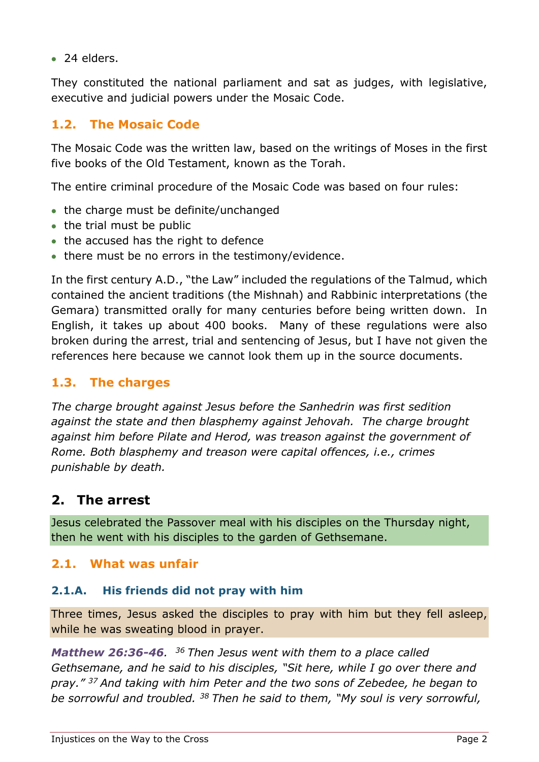- 24 elders.

They constituted the national parliament and sat as judges, with legislative, executive and judicial powers under the Mosaic Code.

### 1.2. The Mosaic Code

The Mosaic Code was the written law, based on the writings of Moses in the first five books of the Old Testament, known as the Torah.

The entire criminal procedure of the Mosaic Code was based on four rules:

- the charge must be definite/unchanged
- the trial must be public
- the accused has the right to defence
- there must be no errors in the testimony/evidence.

In the first century A.D., "the Law" included the regulations of the Talmud, which contained the ancient traditions (the Mishnah) and Rabbinic interpretations (the Gemara) transmitted orally for many centuries before being written down. In English, it takes up about 400 books. Many of these regulations were also broken during the arrest, trial and sentencing of Jesus, but I have not given the references here because we cannot look them up in the source documents.

### 1.3. The charges

*The charge brought against Jesus before the Sanhedrin was first sedition against the state and then blasphemy against Jehovah. The charge brought against him before Pilate and Herod, was treason against the government of Rome. Both blasphemy and treason were capital offences, i.e., crimes punishable by death.*

## 2. The arrest

Jesus celebrated the Passover meal with his disciples on the Thursday night, then he went with his disciples to the garden of Gethsemane.

### 2.1. What was unfair

#### 2.1.A. His friends did not pray with him

Three times, Jesus asked the disciples to pray with him but they fell asleep, while he was sweating blood in prayer.

***Matthew 26:36-46.*** *[36] Then Jesus went with them to a place called Gethsemane, and he said to his disciples, "Sit here, while I go over there and pray." [37] And taking with him Peter and the two sons of Zebedee, he began to be sorrowful and troubled. [38] Then he said to them, "My soul is very sorrowful,*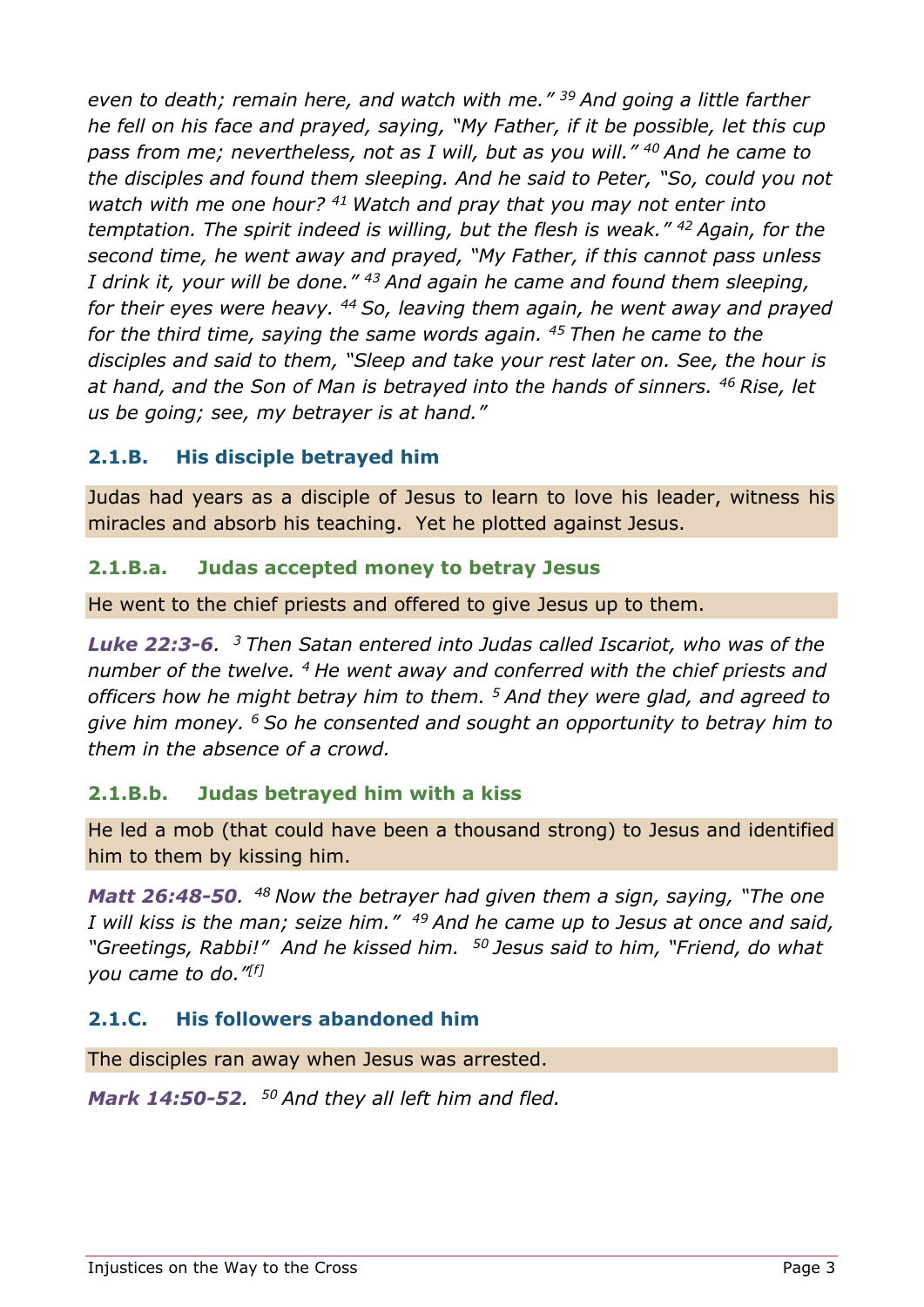*even to death; remain here, and watch with me." [39] And going a little farther he fell on his face and prayed, saying, "My Father, if it be possible, let this cup pass from me; nevertheless, not as I will, but as you will." [40] And he came to the disciples and found them sleeping. And he said to Peter, "So, could you not watch with me one hour? [41] Watch and pray that you may not enter into temptation. The spirit indeed is willing, but the flesh is weak." [42] Again, for the second time, he went away and prayed, "My Father, if this cannot pass unless I drink it, your will be done." [43] And again he came and found them sleeping, for their eyes were heavy. [44] So, leaving them again, he went away and prayed for the third time, saying the same words again. [45] Then he came to the disciples and said to them, "Sleep and take your rest later on. See, the hour is at hand, and the Son of Man is betrayed into the hands of sinners. [46] Rise, let us be going; see, my betrayer is at hand."*

### 2.1.B. His disciple betrayed him

Judas had years as a disciple of Jesus to learn to love his leader, witness his miracles and absorb his teaching. Yet he plotted against Jesus.

#### 2.1.B.a. Judas accepted money to betray Jesus

He went to the chief priests and offered to give Jesus up to them.

***Luke 22:3-6**. [3] Then Satan entered into Judas called Iscariot, who was of the number of the twelve. [4] He went away and conferred with the chief priests and officers how he might betray him to them. [5] And they were glad, and agreed to give him money. [6] So he consented and sought an opportunity to betray him to them in the absence of a crowd.*

#### 2.1.B.b. Judas betrayed him with a kiss

He led a mob (that could have been a thousand strong) to Jesus and identified him to them by kissing him.

***Matt 26:48-50**. [48] Now the betrayer had given them a sign, saying, "The one I will kiss is the man; seize him." [49] And he came up to Jesus at once and said, "Greetings, Rabbi!" And he kissed him. [50] Jesus said to him, "Friend, do what you came to do."[f]*

### 2.1.C. His followers abandoned him

The disciples ran away when Jesus was arrested.

***Mark 14:50-52**. [50] And they all left him and fled.*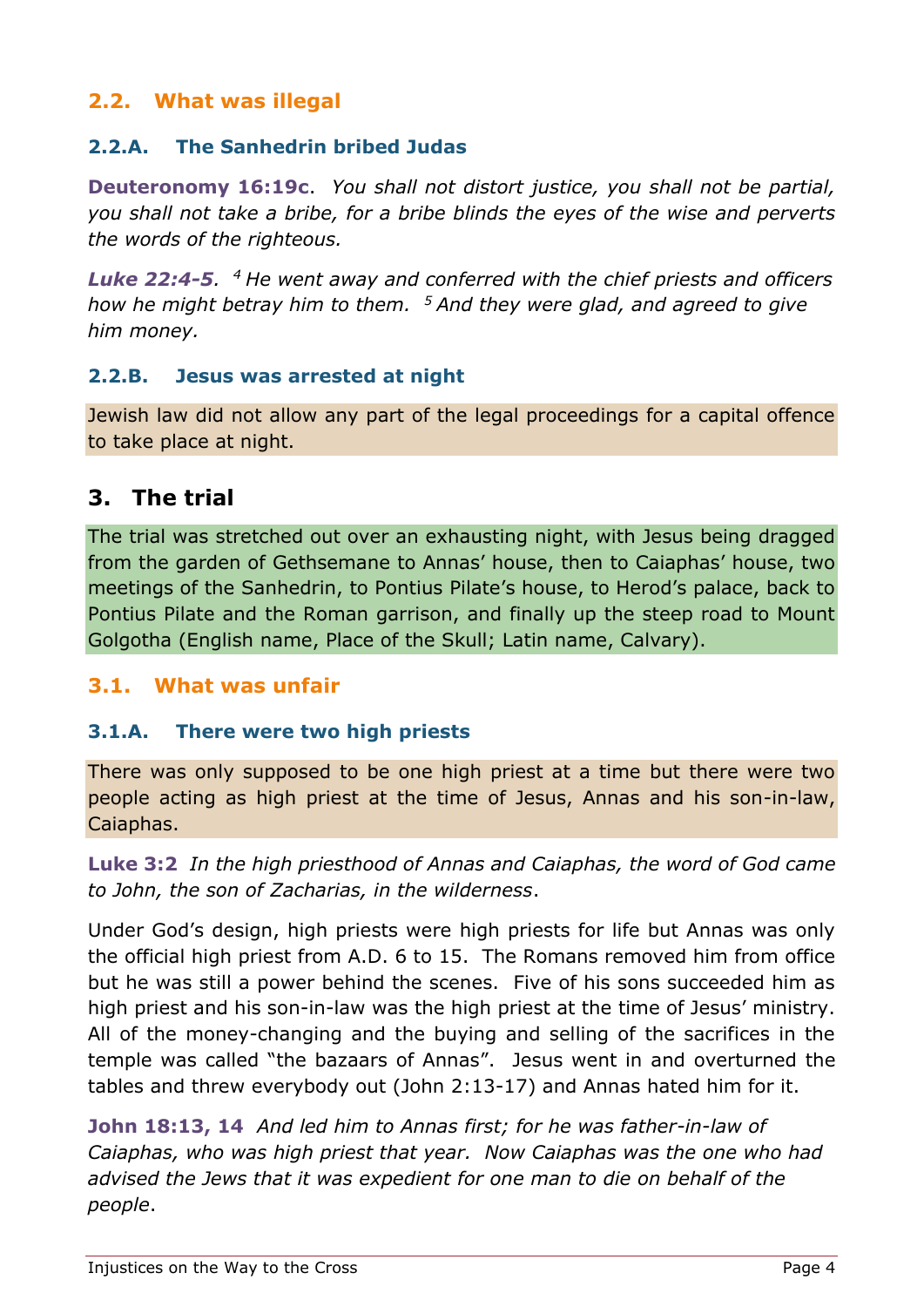## 2.2. What was illegal

### 2.2.A. The Sanhedrin bribed Judas

**Deuteronomy 16:19c**. *You shall not distort justice, you shall not be partial, you shall not take a bribe, for a bribe blinds the eyes of the wise and perverts the words of the righteous.*

***Luke 22:4-5***. *[4] He went away and conferred with the chief priests and officers how he might betray him to them. [5] And they were glad, and agreed to give him money.*

### 2.2.B. Jesus was arrested at night

Jewish law did not allow any part of the legal proceedings for a capital offence to take place at night.

# 3. The trial

The trial was stretched out over an exhausting night, with Jesus being dragged from the garden of Gethsemane to Annas' house, then to Caiaphas' house, two meetings of the Sanhedrin, to Pontius Pilate's house, to Herod's palace, back to Pontius Pilate and the Roman garrison, and finally up the steep road to Mount Golgotha (English name, Place of the Skull; Latin name, Calvary).

## 3.1. What was unfair

### 3.1.A. There were two high priests

There was only supposed to be one high priest at a time but there were two people acting as high priest at the time of Jesus, Annas and his son-in-law, Caiaphas.

**Luke 3:2** *In the high priesthood of Annas and Caiaphas, the word of God came to John, the son of Zacharias, in the wilderness*.

Under God's design, high priests were high priests for life but Annas was only the official high priest from A.D. 6 to 15. The Romans removed him from office but he was still a power behind the scenes. Five of his sons succeeded him as high priest and his son-in-law was the high priest at the time of Jesus' ministry. All of the money-changing and the buying and selling of the sacrifices in the temple was called "the bazaars of Annas". Jesus went in and overturned the tables and threw everybody out (John 2:13-17) and Annas hated him for it.

**John 18:13, 14** *And led him to Annas first; for he was father-in-law of Caiaphas, who was high priest that year. Now Caiaphas was the one who had advised the Jews that it was expedient for one man to die on behalf of the people*.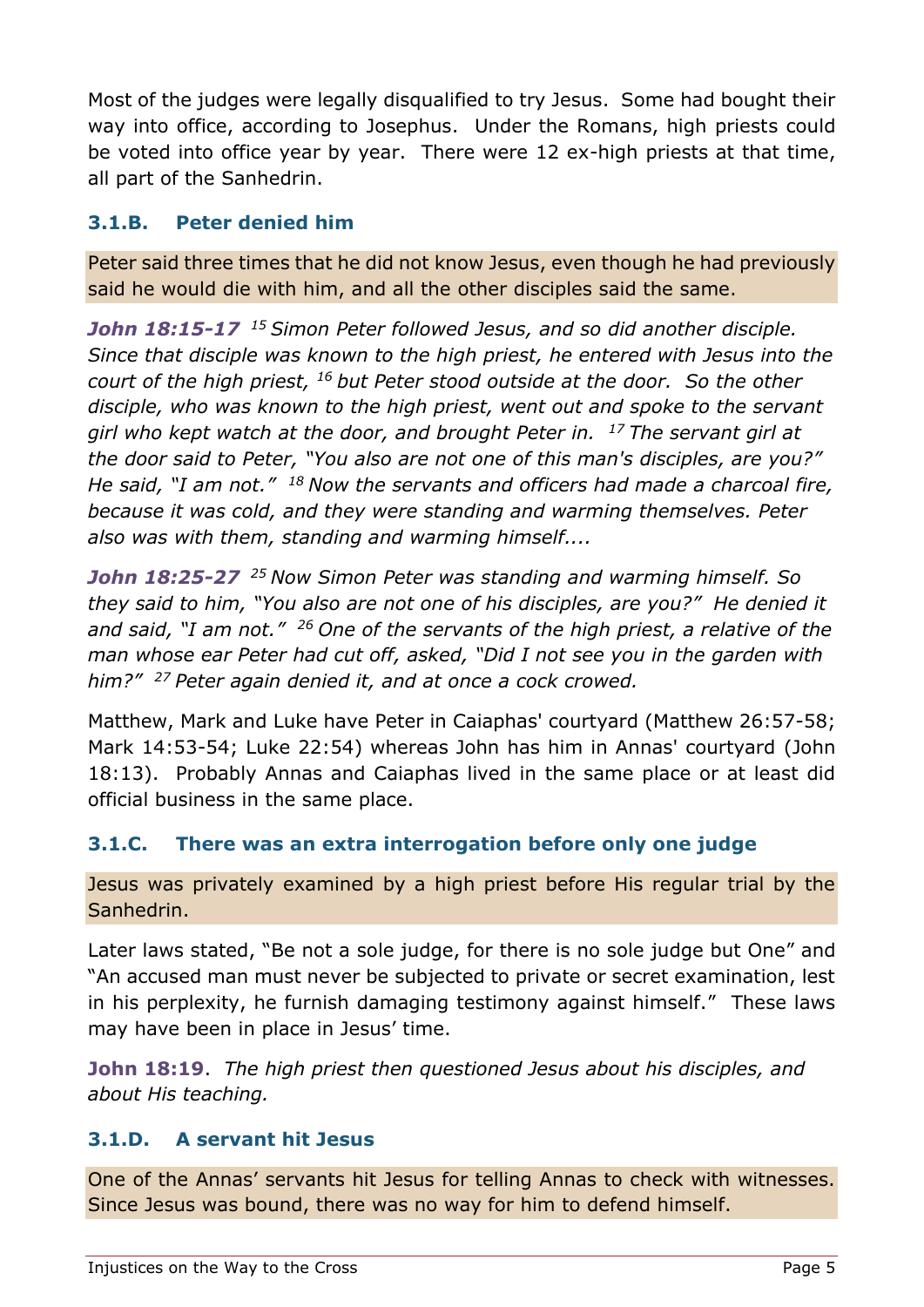Most of the judges were legally disqualified to try Jesus. Some had bought their way into office, according to Josephus. Under the Romans, high priests could be voted into office year by year. There were 12 ex-high priests at that time, all part of the Sanhedrin.

### 3.1.B. Peter denied him

Peter said three times that he did not know Jesus, even though he had previously said he would die with him, and all the other disciples said the same.

***John 18:15-17*** *[15] Simon Peter followed Jesus, and so did another disciple. Since that disciple was known to the high priest, he entered with Jesus into the court of the high priest, [16] but Peter stood outside at the door. So the other disciple, who was known to the high priest, went out and spoke to the servant girl who kept watch at the door, and brought Peter in. [17] The servant girl at the door said to Peter, "You also are not one of this man's disciples, are you?" He said, "I am not." [18] Now the servants and officers had made a charcoal fire, because it was cold, and they were standing and warming themselves. Peter also was with them, standing and warming himself....*

***John 18:25-27*** *[25] Now Simon Peter was standing and warming himself. So they said to him, "You also are not one of his disciples, are you?" He denied it and said, "I am not." [26] One of the servants of the high priest, a relative of the man whose ear Peter had cut off, asked, "Did I not see you in the garden with him?" [27] Peter again denied it, and at once a cock crowed.*

Matthew, Mark and Luke have Peter in Caiaphas' courtyard (Matthew 26:57-58; Mark 14:53-54; Luke 22:54) whereas John has him in Annas' courtyard (John 18:13). Probably Annas and Caiaphas lived in the same place or at least did official business in the same place.

### 3.1.C. There was an extra interrogation before only one judge

Jesus was privately examined by a high priest before His regular trial by the Sanhedrin.

Later laws stated, "Be not a sole judge, for there is no sole judge but One" and "An accused man must never be subjected to private or secret examination, lest in his perplexity, he furnish damaging testimony against himself." These laws may have been in place in Jesus' time.

**John 18:19**. *The high priest then questioned Jesus about his disciples, and about His teaching.*

### 3.1.D. A servant hit Jesus

One of the Annas' servants hit Jesus for telling Annas to check with witnesses. Since Jesus was bound, there was no way for him to defend himself.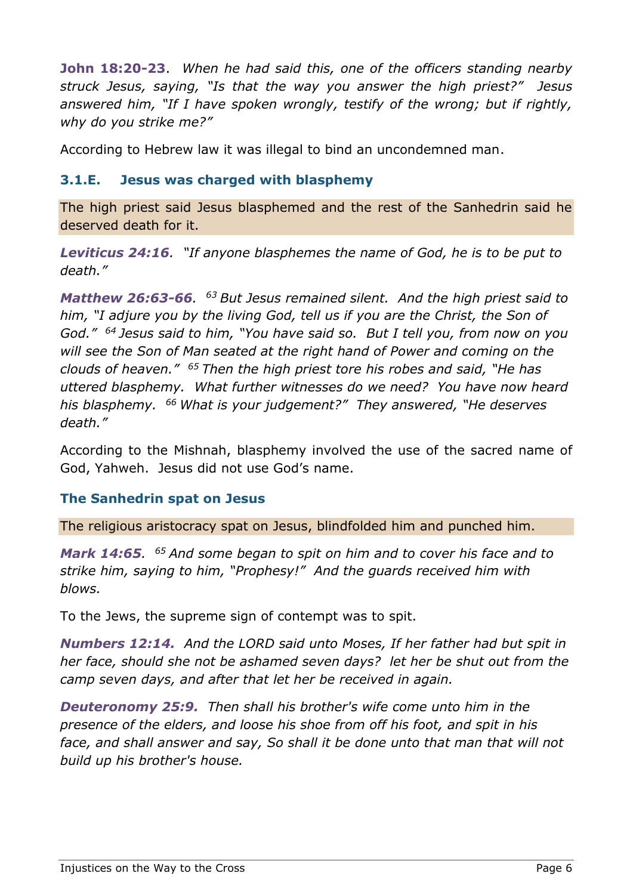**John 18:20-23**. *When he had said this, one of the officers standing nearby struck Jesus, saying, "Is that the way you answer the high priest?" Jesus answered him, "If I have spoken wrongly, testify of the wrong; but if rightly, why do you strike me?"*

According to Hebrew law it was illegal to bind an uncondemned man.

### 3.1.E. Jesus was charged with blasphemy

The high priest said Jesus blasphemed and the rest of the Sanhedrin said he deserved death for it.

***Leviticus 24:16****. "If anyone blasphemes the name of God, he is to be put to death."*

***Matthew 26:63-66****. [63] But Jesus remained silent. And the high priest said to him, "I adjure you by the living God, tell us if you are the Christ, the Son of God." [64] Jesus said to him, "You have said so. But I tell you, from now on you will see the Son of Man seated at the right hand of Power and coming on the clouds of heaven." [65] Then the high priest tore his robes and said, "He has uttered blasphemy. What further witnesses do we need? You have now heard his blasphemy. [66] What is your judgement?" They answered, "He deserves death."*

According to the Mishnah, blasphemy involved the use of the sacred name of God, Yahweh. Jesus did not use God's name.

### The Sanhedrin spat on Jesus

The religious aristocracy spat on Jesus, blindfolded him and punched him.

***Mark 14:65****. [65] And some began to spit on him and to cover his face and to strike him, saying to him, "Prophesy!" And the guards received him with blows.*

To the Jews, the supreme sign of contempt was to spit.

***Numbers 12:14.*** *And the LORD said unto Moses, If her father had but spit in her face, should she not be ashamed seven days? let her be shut out from the camp seven days, and after that let her be received in again.*

***Deuteronomy 25:9.*** *Then shall his brother's wife come unto him in the presence of the elders, and loose his shoe from off his foot, and spit in his face, and shall answer and say, So shall it be done unto that man that will not build up his brother's house.*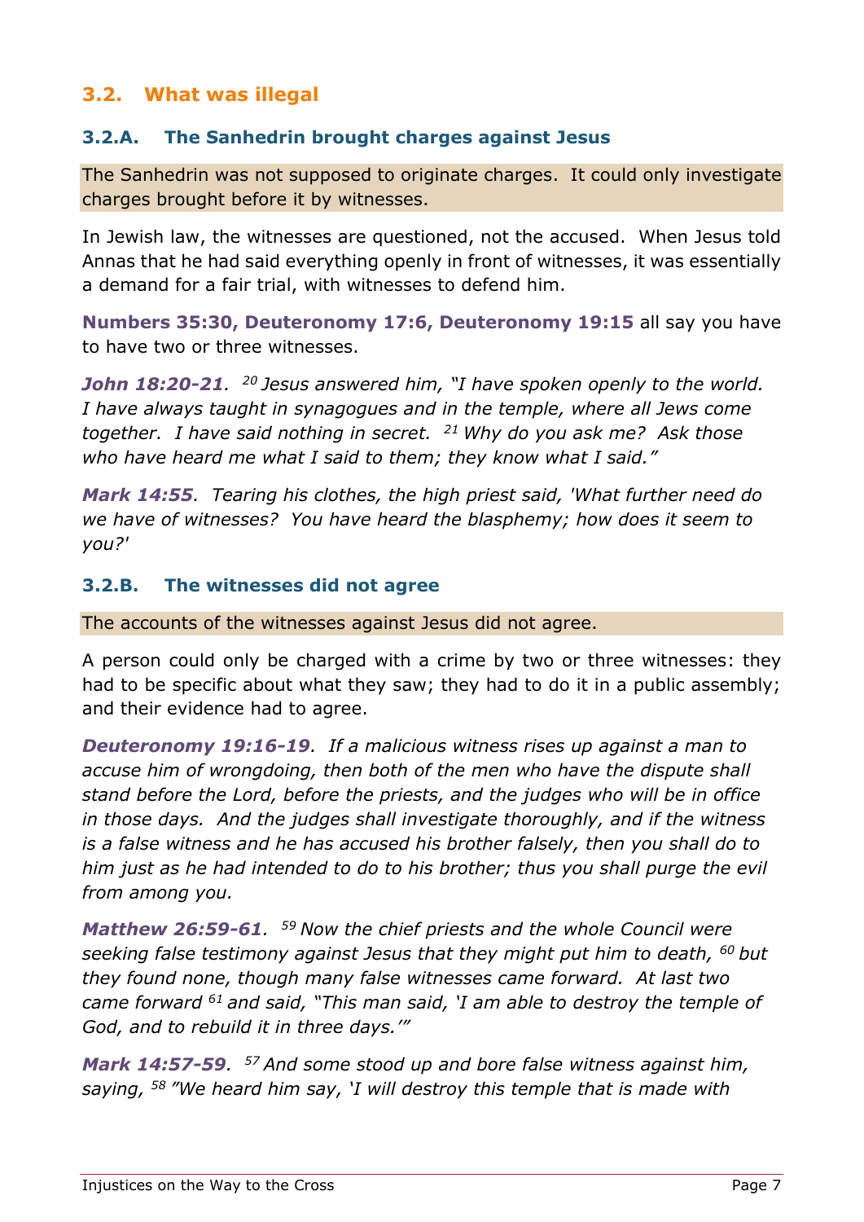## 3.2. What was illegal

### 3.2.A. The Sanhedrin brought charges against Jesus

The Sanhedrin was not supposed to originate charges. It could only investigate charges brought before it by witnesses.

In Jewish law, the witnesses are questioned, not the accused. When Jesus told Annas that he had said everything openly in front of witnesses, it was essentially a demand for a fair trial, with witnesses to defend him.

**Numbers 35:30, Deuteronomy 17:6, Deuteronomy 19:15** all say you have to have two or three witnesses.

***John 18:20-21**. [20] Jesus answered him, "I have spoken openly to the world. I have always taught in synagogues and in the temple, where all Jews come together. I have said nothing in secret. [21] Why do you ask me? Ask those who have heard me what I said to them; they know what I said."*

***Mark 14:55**. Tearing his clothes, the high priest said, 'What further need do we have of witnesses? You have heard the blasphemy; how does it seem to you?'*

### 3.2.B. The witnesses did not agree

The accounts of the witnesses against Jesus did not agree.

A person could only be charged with a crime by two or three witnesses: they had to be specific about what they saw; they had to do it in a public assembly; and their evidence had to agree.

***Deuteronomy 19:16-19**. If a malicious witness rises up against a man to accuse him of wrongdoing, then both of the men who have the dispute shall stand before the Lord, before the priests, and the judges who will be in office in those days. And the judges shall investigate thoroughly, and if the witness is a false witness and he has accused his brother falsely, then you shall do to him just as he had intended to do to his brother; thus you shall purge the evil from among you.*

***Matthew 26:59-61**. [59] Now the chief priests and the whole Council were seeking false testimony against Jesus that they might put him to death, [60] but they found none, though many false witnesses came forward. At last two came forward [61] and said, "This man said, 'I am able to destroy the temple of God, and to rebuild it in three days.'"*

***Mark 14:57-59**. [57] And some stood up and bore false witness against him, saying, [58] "We heard him say, 'I will destroy this temple that is made with*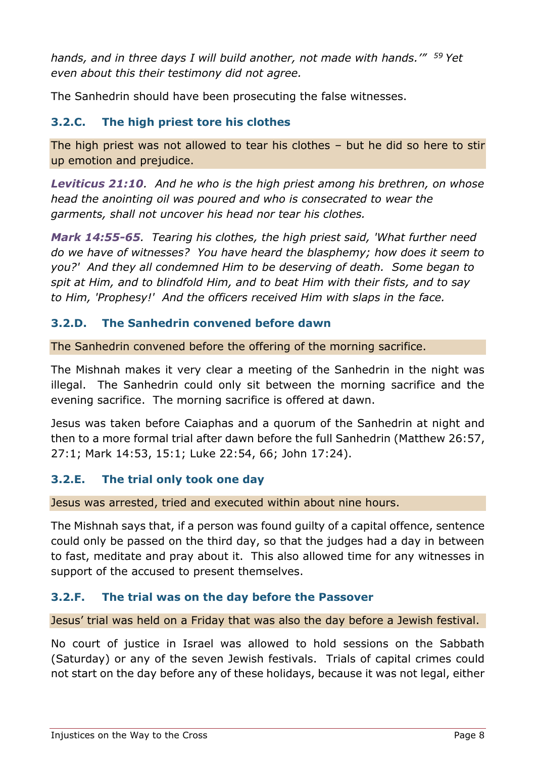*hands, and in three days I will build another, not made with hands.'"* *[59] Yet even about this their testimony did not agree.*

The Sanhedrin should have been prosecuting the false witnesses.

### 3.2.C. The high priest tore his clothes

The high priest was not allowed to tear his clothes – but he did so here to stir up emotion and prejudice.

***Leviticus 21:10****. And he who is the high priest among his brethren, on whose head the anointing oil was poured and who is consecrated to wear the garments, shall not uncover his head nor tear his clothes.*

***Mark 14:55-65****. Tearing his clothes, the high priest said, 'What further need do we have of witnesses? You have heard the blasphemy; how does it seem to you?' And they all condemned Him to be deserving of death. Some began to spit at Him, and to blindfold Him, and to beat Him with their fists, and to say to Him, 'Prophesy!' And the officers received Him with slaps in the face.*

### 3.2.D. The Sanhedrin convened before dawn

The Sanhedrin convened before the offering of the morning sacrifice.

The Mishnah makes it very clear a meeting of the Sanhedrin in the night was illegal. The Sanhedrin could only sit between the morning sacrifice and the evening sacrifice. The morning sacrifice is offered at dawn.

Jesus was taken before Caiaphas and a quorum of the Sanhedrin at night and then to a more formal trial after dawn before the full Sanhedrin (Matthew 26:57, 27:1; Mark 14:53, 15:1; Luke 22:54, 66; John 17:24).

### 3.2.E. The trial only took one day

Jesus was arrested, tried and executed within about nine hours.

The Mishnah says that, if a person was found guilty of a capital offence, sentence could only be passed on the third day, so that the judges had a day in between to fast, meditate and pray about it. This also allowed time for any witnesses in support of the accused to present themselves.

### 3.2.F. The trial was on the day before the Passover

Jesus' trial was held on a Friday that was also the day before a Jewish festival.

No court of justice in Israel was allowed to hold sessions on the Sabbath (Saturday) or any of the seven Jewish festivals. Trials of capital crimes could not start on the day before any of these holidays, because it was not legal, either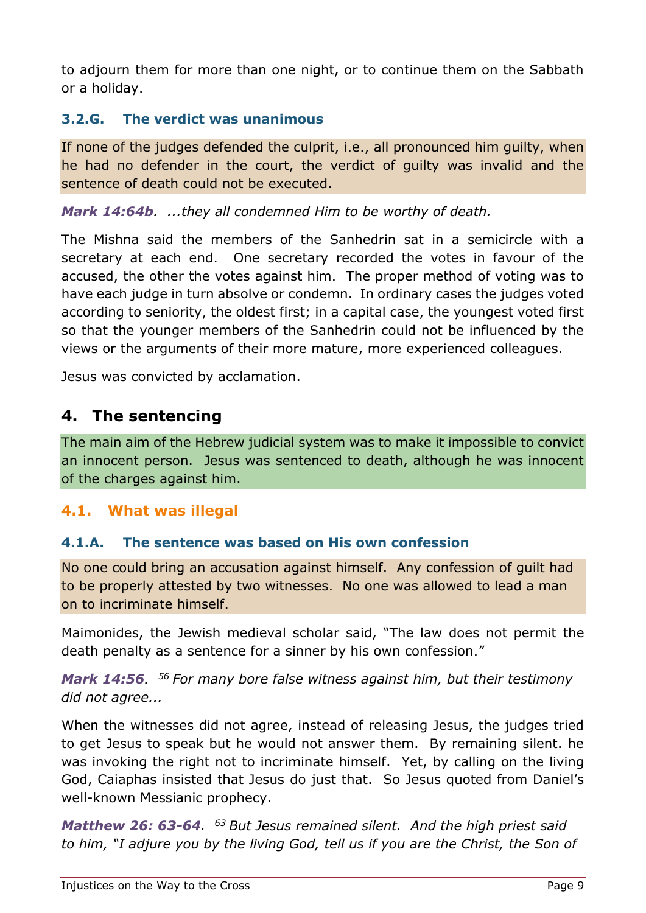to adjourn them for more than one night, or to continue them on the Sabbath or a holiday.

#### 3.2.G. The verdict was unanimous

If none of the judges defended the culprit, i.e., all pronounced him guilty, when he had no defender in the court, the verdict of guilty was invalid and the sentence of death could not be executed.

***Mark 14:64b.*** *...they all condemned Him to be worthy of death.*

The Mishna said the members of the Sanhedrin sat in a semicircle with a secretary at each end. One secretary recorded the votes in favour of the accused, the other the votes against him. The proper method of voting was to have each judge in turn absolve or condemn. In ordinary cases the judges voted according to seniority, the oldest first; in a capital case, the youngest voted first so that the younger members of the Sanhedrin could not be influenced by the views or the arguments of their more mature, more experienced colleagues.

Jesus was convicted by acclamation.

## 4. The sentencing

The main aim of the Hebrew judicial system was to make it impossible to convict an innocent person. Jesus was sentenced to death, although he was innocent of the charges against him.

### 4.1. What was illegal

#### 4.1.A. The sentence was based on His own confession

No one could bring an accusation against himself. Any confession of guilt had to be properly attested by two witnesses. No one was allowed to lead a man on to incriminate himself.

Maimonides, the Jewish medieval scholar said, "The law does not permit the death penalty as a sentence for a sinner by his own confession."

***Mark 14:56.*** *[56] For many bore false witness against him, but their testimony did not agree...*

When the witnesses did not agree, instead of releasing Jesus, the judges tried to get Jesus to speak but he would not answer them. By remaining silent. he was invoking the right not to incriminate himself. Yet, by calling on the living God, Caiaphas insisted that Jesus do just that. So Jesus quoted from Daniel's well-known Messianic prophecy.

***Matthew 26: 63-64.*** *[63] But Jesus remained silent. And the high priest said to him, "I adjure you by the living God, tell us if you are the Christ, the Son of*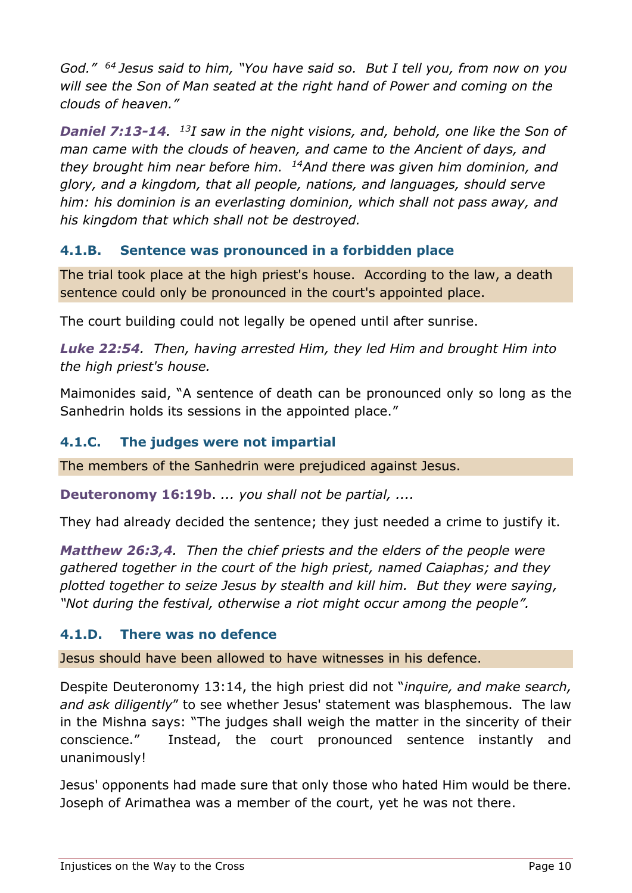*God." [64] Jesus said to him, "You have said so. But I tell you, from now on you will see the Son of Man seated at the right hand of Power and coming on the clouds of heaven."*

***Daniel 7:13-14****.* *[13]I saw in the night visions, and, behold, one like the Son of man came with the clouds of heaven, and came to the Ancient of days, and they brought him near before him. [14]And there was given him dominion, and glory, and a kingdom, that all people, nations, and languages, should serve him: his dominion is an everlasting dominion, which shall not pass away, and his kingdom that which shall not be destroyed.*

### 4.1.B. Sentence was pronounced in a forbidden place

The trial took place at the high priest's house. According to the law, a death sentence could only be pronounced in the court's appointed place.

The court building could not legally be opened until after sunrise.

***Luke 22:54****. Then, having arrested Him, they led Him and brought Him into the high priest's house.*

Maimonides said, "A sentence of death can be pronounced only so long as the Sanhedrin holds its sessions in the appointed place."

### 4.1.C. The judges were not impartial

The members of the Sanhedrin were prejudiced against Jesus.

**Deuteronomy 16:19b**. *... you shall not be partial, ....*

They had already decided the sentence; they just needed a crime to justify it.

***Matthew 26:3,4****. Then the chief priests and the elders of the people were gathered together in the court of the high priest, named Caiaphas; and they plotted together to seize Jesus by stealth and kill him. But they were saying, "Not during the festival, otherwise a riot might occur among the people".*

### 4.1.D. There was no defence

Jesus should have been allowed to have witnesses in his defence.

Despite Deuteronomy 13:14, the high priest did not "*inquire, and make search, and ask diligently*" to see whether Jesus' statement was blasphemous. The law in the Mishna says: "The judges shall weigh the matter in the sincerity of their conscience." Instead, the court pronounced sentence instantly and unanimously!

Jesus' opponents had made sure that only those who hated Him would be there. Joseph of Arimathea was a member of the court, yet he was not there.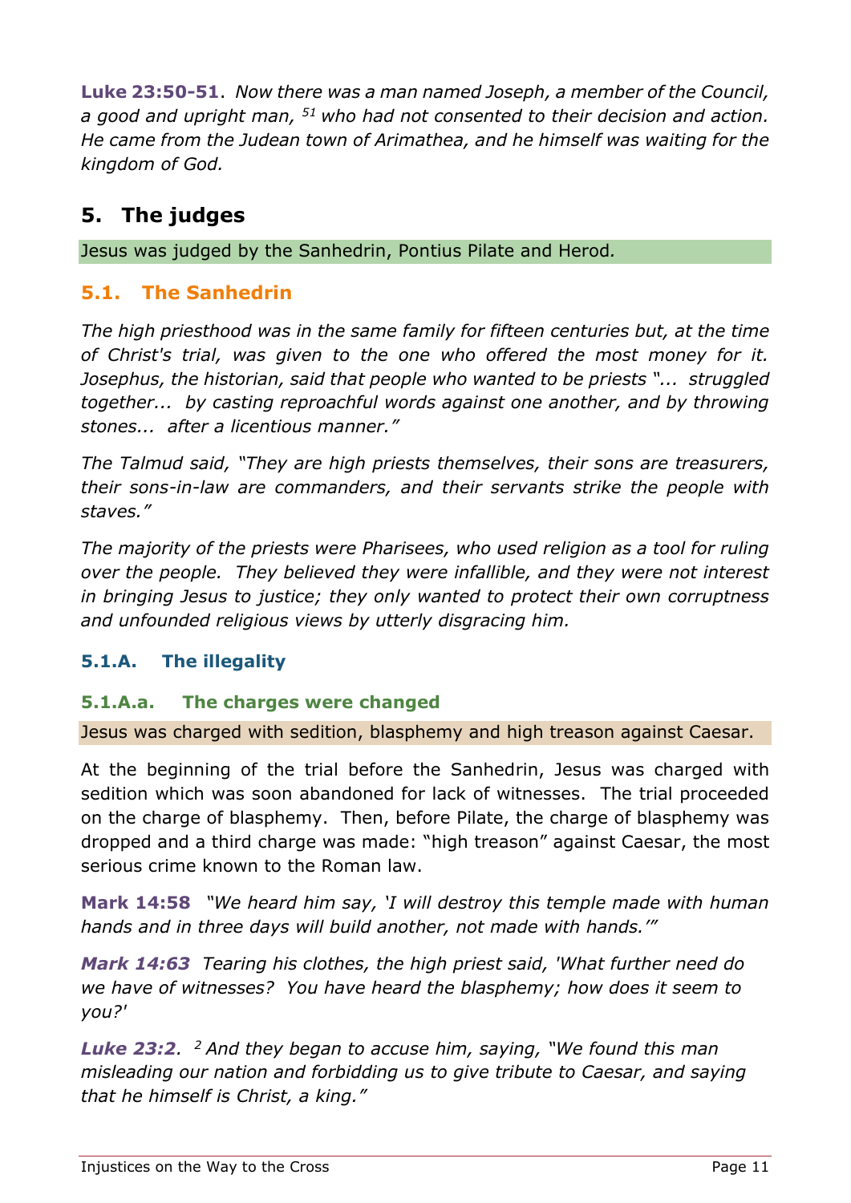**Luke 23:50-51**. *Now there was a man named Joseph, a member of the Council, a good and upright man, [51] who had not consented to their decision and action. He came from the Judean town of Arimathea, and he himself was waiting for the kingdom of God.*

## 5. The judges

Jesus was judged by the Sanhedrin, Pontius Pilate and Herod.

### 5.1. The Sanhedrin

*The high priesthood was in the same family for fifteen centuries but, at the time of Christ's trial, was given to the one who offered the most money for it. Josephus, the historian, said that people who wanted to be priests "... struggled together... by casting reproachful words against one another, and by throwing stones... after a licentious manner."*

*The Talmud said, "They are high priests themselves, their sons are treasurers, their sons-in-law are commanders, and their servants strike the people with staves."*

*The majority of the priests were Pharisees, who used religion as a tool for ruling over the people. They believed they were infallible, and they were not interest in bringing Jesus to justice; they only wanted to protect their own corruptness and unfounded religious views by utterly disgracing him.*

#### 5.1.A. The illegality

##### 5.1.A.a. The charges were changed

Jesus was charged with sedition, blasphemy and high treason against Caesar.

At the beginning of the trial before the Sanhedrin, Jesus was charged with sedition which was soon abandoned for lack of witnesses. The trial proceeded on the charge of blasphemy. Then, before Pilate, the charge of blasphemy was dropped and a third charge was made: "high treason" against Caesar, the most serious crime known to the Roman law.

**Mark 14:58** *"We heard him say, 'I will destroy this temple made with human hands and in three days will build another, not made with hands.'"*

***Mark 14:63*** *Tearing his clothes, the high priest said, 'What further need do we have of witnesses? You have heard the blasphemy; how does it seem to you?'*

***Luke 23:2***. *[2] And they began to accuse him, saying, "We found this man misleading our nation and forbidding us to give tribute to Caesar, and saying that he himself is Christ, a king."*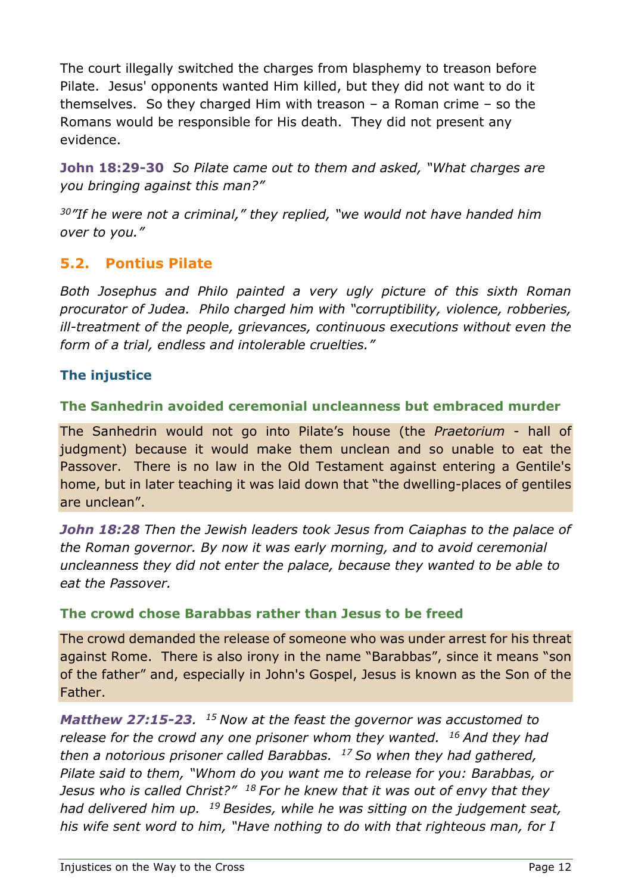The court illegally switched the charges from blasphemy to treason before Pilate. Jesus' opponents wanted Him killed, but they did not want to do it themselves. So they charged Him with treason – a Roman crime – so the Romans would be responsible for His death. They did not present any evidence.

**John 18:29-30** *So Pilate came out to them and asked, "What charges are you bringing against this man?"*

*[30] "If he were not a criminal," they replied, "we would not have handed him over to you."*

## 5.2. Pontius Pilate

*Both Josephus and Philo painted a very ugly picture of this sixth Roman procurator of Judea. Philo charged him with "corruptibility, violence, robberies, ill-treatment of the people, grievances, continuous executions without even the form of a trial, endless and intolerable cruelties."*

### The injustice

#### The Sanhedrin avoided ceremonial uncleanness but embraced murder

The Sanhedrin would not go into Pilate's house (the *Praetorium* - hall of judgment) because it would make them unclean and so unable to eat the Passover. There is no law in the Old Testament against entering a Gentile's home, but in later teaching it was laid down that "the dwelling-places of gentiles are unclean".

***John 18:28*** *Then the Jewish leaders took Jesus from Caiaphas to the palace of the Roman governor. By now it was early morning, and to avoid ceremonial uncleanness they did not enter the palace, because they wanted to be able to eat the Passover.*

#### The crowd chose Barabbas rather than Jesus to be freed

The crowd demanded the release of someone who was under arrest for his threat against Rome. There is also irony in the name "Barabbas", since it means "son of the father" and, especially in John's Gospel, Jesus is known as the Son of the Father.

***Matthew 27:15-23.*** *[15] Now at the feast the governor was accustomed to release for the crowd any one prisoner whom they wanted. [16] And they had then a notorious prisoner called Barabbas. [17] So when they had gathered, Pilate said to them, "Whom do you want me to release for you: Barabbas, or Jesus who is called Christ?" [18] For he knew that it was out of envy that they had delivered him up. [19] Besides, while he was sitting on the judgement seat, his wife sent word to him, "Have nothing to do with that righteous man, for I*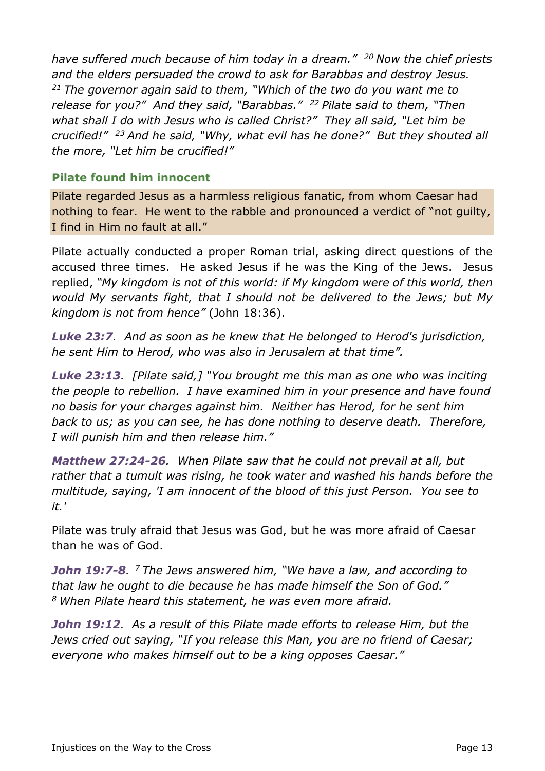*have suffered much because of him today in a dream."* [20] *Now the chief priests and the elders persuaded the crowd to ask for Barabbas and destroy Jesus.* [21] *The governor again said to them, "Which of the two do you want me to release for you?" And they said, "Barabbas."* [22] *Pilate said to them, "Then what shall I do with Jesus who is called Christ?" They all said, "Let him be crucified!"* [23] *And he said, "Why, what evil has he done?" But they shouted all the more, "Let him be crucified!"*

### Pilate found him innocent

Pilate regarded Jesus as a harmless religious fanatic, from whom Caesar had nothing to fear. He went to the rabble and pronounced a verdict of "not guilty, I find in Him no fault at all."

Pilate actually conducted a proper Roman trial, asking direct questions of the accused three times. He asked Jesus if he was the King of the Jews. Jesus replied, *"My kingdom is not of this world: if My kingdom were of this world, then would My servants fight, that I should not be delivered to the Jews; but My kingdom is not from hence"* (John 18:36).

***Luke 23:7****. And as soon as he knew that He belonged to Herod's jurisdiction, he sent Him to Herod, who was also in Jerusalem at that time".*

***Luke 23:13****. [Pilate said,] "You brought me this man as one who was inciting the people to rebellion. I have examined him in your presence and have found no basis for your charges against him. Neither has Herod, for he sent him back to us; as you can see, he has done nothing to deserve death. Therefore, I will punish him and then release him."*

***Matthew 27:24-26****. When Pilate saw that he could not prevail at all, but rather that a tumult was rising, he took water and washed his hands before the multitude, saying, 'I am innocent of the blood of this just Person. You see to it.'*

Pilate was truly afraid that Jesus was God, but he was more afraid of Caesar than he was of God.

***John 19:7-8****.* [7] *The Jews answered him, "We have a law, and according to that law he ought to die because he has made himself the Son of God."* [8] *When Pilate heard this statement, he was even more afraid.*

***John 19:12****. As a result of this Pilate made efforts to release Him, but the Jews cried out saying, "If you release this Man, you are no friend of Caesar; everyone who makes himself out to be a king opposes Caesar."*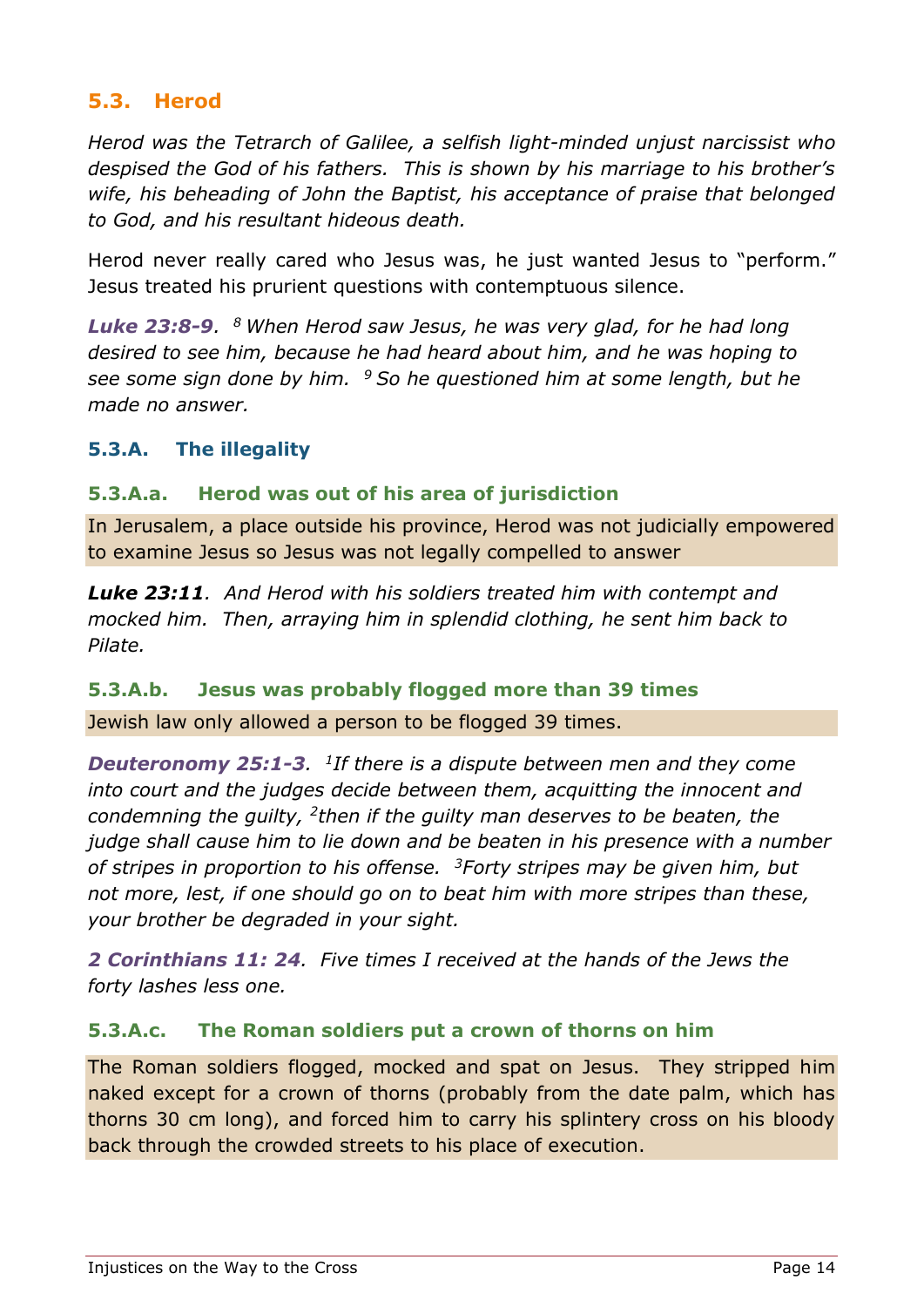## 5.3. Herod

*Herod was the Tetrarch of Galilee, a selfish light-minded unjust narcissist who despised the God of his fathers. This is shown by his marriage to his brother's wife, his beheading of John the Baptist, his acceptance of praise that belonged to God, and his resultant hideous death.*

Herod never really cared who Jesus was, he just wanted Jesus to "perform." Jesus treated his prurient questions with contemptuous silence.

***Luke 23:8-9***. *[8] When Herod saw Jesus, he was very glad, for he had long desired to see him, because he had heard about him, and he was hoping to see some sign done by him. [9] So he questioned him at some length, but he made no answer.*

### 5.3.A. The illegality

#### 5.3.A.a. Herod was out of his area of jurisdiction

In Jerusalem, a place outside his province, Herod was not judicially empowered to examine Jesus so Jesus was not legally compelled to answer

***Luke 23:11***. *And Herod with his soldiers treated him with contempt and mocked him. Then, arraying him in splendid clothing, he sent him back to Pilate.*

#### 5.3.A.b. Jesus was probably flogged more than 39 times

Jewish law only allowed a person to be flogged 39 times.

***Deuteronomy 25:1-3***. *[1]If there is a dispute between men and they come into court and the judges decide between them, acquitting the innocent and condemning the guilty, [2]then if the guilty man deserves to be beaten, the judge shall cause him to lie down and be beaten in his presence with a number of stripes in proportion to his offense. [3]Forty stripes may be given him, but not more, lest, if one should go on to beat him with more stripes than these, your brother be degraded in your sight.*

***2 Corinthians 11: 24***. *Five times I received at the hands of the Jews the forty lashes less one.*

#### 5.3.A.c. The Roman soldiers put a crown of thorns on him

The Roman soldiers flogged, mocked and spat on Jesus. They stripped him naked except for a crown of thorns (probably from the date palm, which has thorns 30 cm long), and forced him to carry his splintery cross on his bloody back through the crowded streets to his place of execution.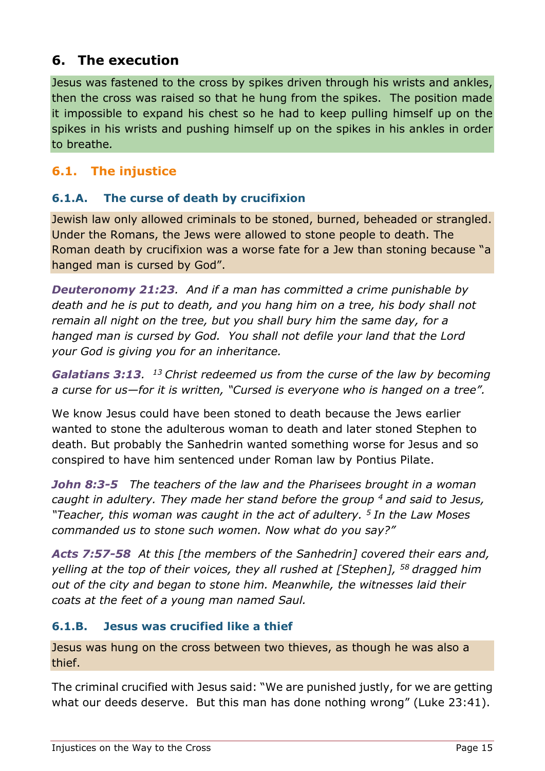## 6. The execution

Jesus was fastened to the cross by spikes driven through his wrists and ankles, then the cross was raised so that he hung from the spikes. The position made it impossible to expand his chest so he had to keep pulling himself up on the spikes in his wrists and pushing himself up on the spikes in his ankles in order to breathe.

### 6.1. The injustice

#### 6.1.A. The curse of death by crucifixion

Jewish law only allowed criminals to be stoned, burned, beheaded or strangled. Under the Romans, the Jews were allowed to stone people to death. The Roman death by crucifixion was a worse fate for a Jew than stoning because "a hanged man is cursed by God".

***Deuteronomy 21:23***. *And if a man has committed a crime punishable by death and he is put to death, and you hang him on a tree, his body shall not remain all night on the tree, but you shall bury him the same day, for a hanged man is cursed by God. You shall not defile your land that the Lord your God is giving you for an inheritance.*

***Galatians 3:13***. *[13] Christ redeemed us from the curse of the law by becoming a curse for us—for it is written, "Cursed is everyone who is hanged on a tree".*

We know Jesus could have been stoned to death because the Jews earlier wanted to stone the adulterous woman to death and later stoned Stephen to death. But probably the Sanhedrin wanted something worse for Jesus and so conspired to have him sentenced under Roman law by Pontius Pilate.

***John 8:3-5*** *The teachers of the law and the Pharisees brought in a woman caught in adultery. They made her stand before the group [4] and said to Jesus, "Teacher, this woman was caught in the act of adultery. [5] In the Law Moses commanded us to stone such women. Now what do you say?"*

***Acts 7:57-58*** *At this [the members of the Sanhedrin] covered their ears and, yelling at the top of their voices, they all rushed at [Stephen], [58] dragged him out of the city and began to stone him. Meanwhile, the witnesses laid their coats at the feet of a young man named Saul.*

#### 6.1.B. Jesus was crucified like a thief

Jesus was hung on the cross between two thieves, as though he was also a thief.

The criminal crucified with Jesus said: "We are punished justly, for we are getting what our deeds deserve. But this man has done nothing wrong" (Luke 23:41).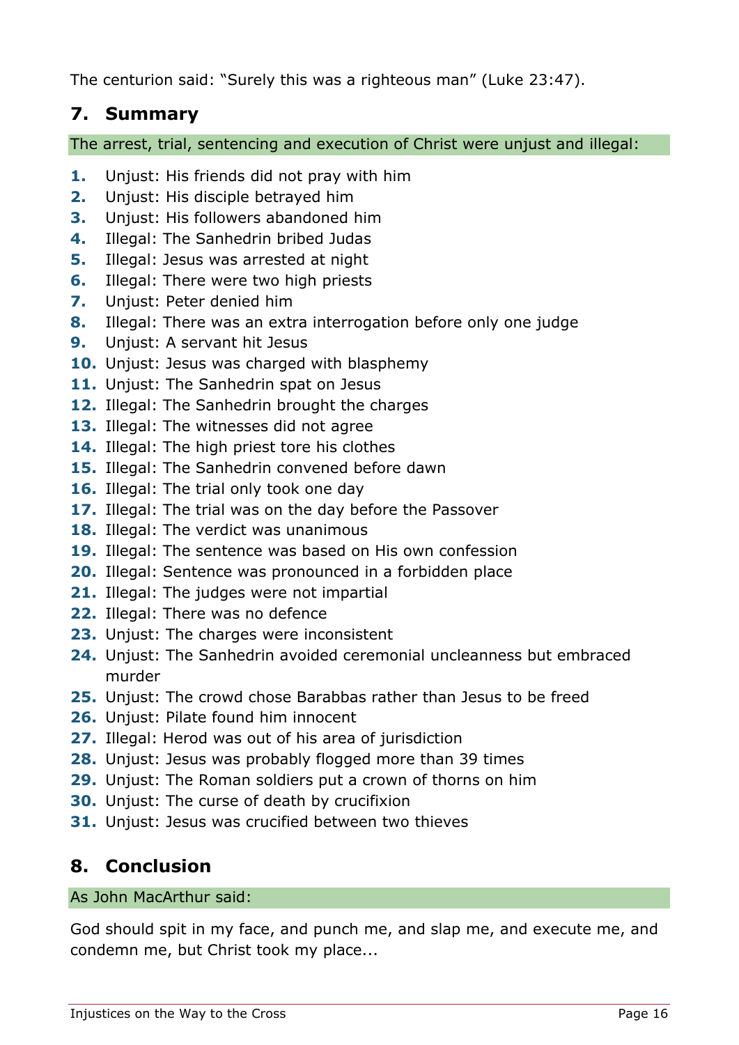The centurion said: “Surely this was a righteous man” (Luke 23:47).

## 7. Summary

The arrest, trial, sentencing and execution of Christ were unjust and illegal:

1. Unjust: His friends did not pray with him
2. Unjust: His disciple betrayed him
3. Unjust: His followers abandoned him
4. Illegal: The Sanhedrin bribed Judas
5. Illegal: Jesus was arrested at night
6. Illegal: There were two high priests
7. Unjust: Peter denied him
8. Illegal: There was an extra interrogation before only one judge
9. Unjust: A servant hit Jesus
10. Unjust: Jesus was charged with blasphemy
11. Unjust: The Sanhedrin spat on Jesus
12. Illegal: The Sanhedrin brought the charges
13. Illegal: The witnesses did not agree
14. Illegal: The high priest tore his clothes
15. Illegal: The Sanhedrin convened before dawn
16. Illegal: The trial only took one day
17. Illegal: The trial was on the day before the Passover
18. Illegal: The verdict was unanimous
19. Illegal: The sentence was based on His own confession
20. Illegal: Sentence was pronounced in a forbidden place
21. Illegal: The judges were not impartial
22. Illegal: There was no defence
23. Unjust: The charges were inconsistent
24. Unjust: The Sanhedrin avoided ceremonial uncleanness but embraced murder
25. Unjust: The crowd chose Barabbas rather than Jesus to be freed
26. Unjust: Pilate found him innocent
27. Illegal: Herod was out of his area of jurisdiction
28. Unjust: Jesus was probably flogged more than 39 times
29. Unjust: The Roman soldiers put a crown of thorns on him
30. Unjust: The curse of death by crucifixion
31. Unjust: Jesus was crucified between two thieves

## 8. Conclusion

As John MacArthur said:

God should spit in my face, and punch me, and slap me, and execute me, and condemn me, but Christ took my place...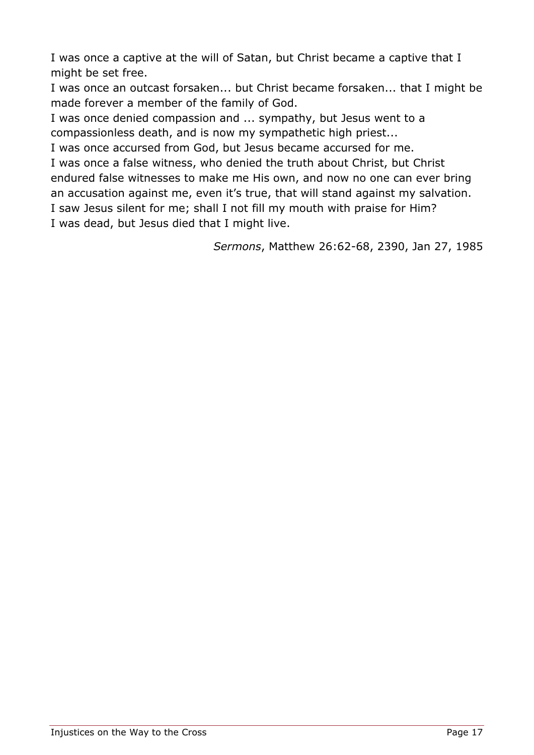I was once a captive at the will of Satan, but Christ became a captive that I might be set free.
I was once an outcast forsaken... but Christ became forsaken... that I might be made forever a member of the family of God.
I was once denied compassion and ... sympathy, but Jesus went to a compassionless death, and is now my sympathetic high priest...
I was once accursed from God, but Jesus became accursed for me.
I was once a false witness, who denied the truth about Christ, but Christ endured false witnesses to make me His own, and now no one can ever bring an accusation against me, even it's true, that will stand against my salvation.
I saw Jesus silent for me; shall I not fill my mouth with praise for Him?
I was dead, but Jesus died that I might live.

*Sermons*, Matthew 26:62-68, 2390, Jan 27, 1985